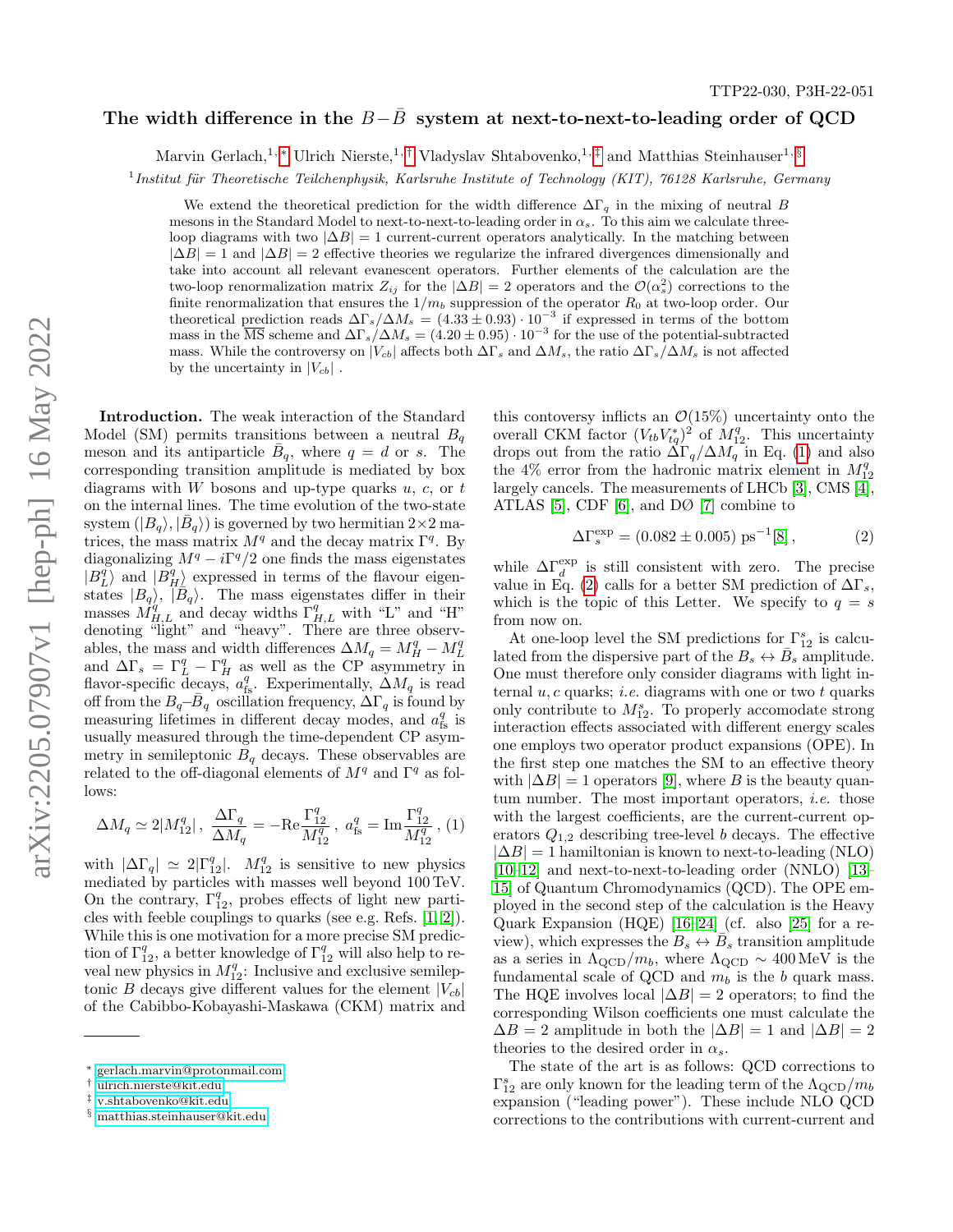TTP22-030, P3H-22-051

# The width difference in the $B-\bar{B}$ system at next-to-next-to-leading order of QCD

Marvin Gerlach,[1,*] Ulrich Nierste,[1,†] Vladyslav Shtabovenko,[1,‡] and Matthias Steinhauser[1,§]

[1] *Institut für Theoretische Teilchenphysik, Karlsruhe Institute of Technology (KIT), 76128 Karlsruhe, Germany*

We extend the theoretical prediction for the width difference $\Delta\Gamma_q$ in the mixing of neutral $B$ mesons in the Standard Model to next-to-next-to-leading order in $\alpha_s$. To this aim we calculate three-loop diagrams with two $|\Delta B| = 1$ current-current operators analytically. In the matching between $|\Delta B| = 1$ and $|\Delta B| = 2$ effective theories we regularize the infrared divergences dimensionally and take into account all relevant evanescent operators. Further elements of the calculation are the two-loop renormalization matrix $Z_{ij}$ for the $|\Delta B| = 2$ operators and the $\mathcal{O}(\alpha_s^2)$ corrections to the finite renormalization that ensures the $1/m_b$ suppression of the operator $R_0$ at two-loop order. Our theoretical prediction reads $\Delta\Gamma_s/\Delta M_s = (4.33 \pm 0.93) \cdot 10^{-3}$ if expressed in terms of the bottom mass in the $\overline{\text{MS}}$ scheme and $\Delta\Gamma_s/\Delta M_s = (4.20 \pm 0.95) \cdot 10^{-3}$ for the use of the potential-subtracted mass. While the controversy on $|V_{cb}|$ affects both $\Delta\Gamma_s$ and $\Delta M_s$, the ratio $\Delta\Gamma_s/\Delta M_s$ is not affected by the uncertainty in $|V_{cb}|$.

**Introduction.** The weak interaction of the Standard Model (SM) permits transitions between a neutral $B_q$ meson and its antiparticle $\bar{B}_q$, where $q = d$ or $s$. The corresponding transition amplitude is mediated by box diagrams with $W$ bosons and up-type quarks $u$, $c$, or $t$ on the internal lines. The time evolution of the two-state system $(|B_q\rangle, |\bar{B}_q\rangle)$ is governed by two hermitian $2\times 2$ matrices, the mass matrix $M^q$ and the decay matrix $\Gamma^q$. By diagonalizing $M^q - i\Gamma^q/2$ one finds the mass eigenstates $|B_L^q\rangle$ and $|B_H^q\rangle$ expressed in terms of the flavour eigenstates $|B_q\rangle$, $|\bar{B}_q\rangle$. The mass eigenstates differ in their masses $M_{H,L}^q$ and decay widths $\Gamma_{H,L}^q$ with "L" and "H" denoting "light" and "heavy". There are three observables, the mass and width differences $\Delta M_q = M_H^q - M_L^q$ and $\Delta\Gamma_s = \Gamma_L^q - \Gamma_H^q$ as well as the CP asymmetry in flavor-specific decays, $a_{\rm fs}^q$. Experimentally, $\Delta M_q$ is read off from the $B_q$–$\bar{B}_q$ oscillation frequency, $\Delta\Gamma_q$ is found by measuring lifetimes in different decay modes, and $a_{\rm fs}^q$ is usually measured through the time-dependent CP asymmetry in semileptonic $B_q$ decays. These observables are related to the off-diagonal elements of $M^q$ and $\Gamma^q$ as follows:

$$\Delta M_q \simeq 2|M_{12}^q|\,,\ \frac{\Delta\Gamma_q}{\Delta M_q} = -\text{Re}\frac{\Gamma_{12}^q}{M_{12}^q}\,,\ a_{\rm fs}^q = \text{Im}\frac{\Gamma_{12}^q}{M_{12}^q}\,, \quad (1)$$

with $|\Delta\Gamma_q| \simeq 2|\Gamma_{12}^q|$. $M_{12}^q$ is sensitive to new physics mediated by particles with masses well beyond 100 TeV. On the contrary, $\Gamma_{12}^q$, probes effects of light new particles with feeble couplings to quarks (see e.g. Refs. [1, 2]). While this is one motivation for a more precise SM prediction of $\Gamma_{12}^q$, a better knowledge of $\Gamma_{12}^q$ will also help to reveal new physics in $M_{12}^q$: Inclusive and exclusive semileptonic $B$ decays give different values for the element $|V_{cb}|$ of the Cabibbo-Kobayashi-Maskawa (CKM) matrix and this contoversy inflicts an $\mathcal{O}(15\%)$ uncertainty onto the overall CKM factor $(V_{tb}V_{tq}^*)^2$ of $M_{12}^q$. This uncertainty drops out from the ratio $\Delta\Gamma_q/\Delta M_q$ in Eq. (1) and also the 4% error from the hadronic matrix element in $M_{12}^q$ largely cancels. The measurements of LHCb [3], CMS [4], ATLAS [5], CDF [6], and DØ [7] combine to

$$\Delta\Gamma_s^{\rm exp} = (0.082 \pm 0.005)\ \text{ps}^{-1} [8]\,, \quad (2)$$

while $\Delta\Gamma_d^{\rm exp}$ is still consistent with zero. The precise value in Eq. (2) calls for a better SM prediction of $\Delta\Gamma_s$, which is the topic of this Letter. We specify to $q = s$ from now on.

At one-loop level the SM predictions for $\Gamma_{12}^s$ is calculated from the dispersive part of the $B_s \leftrightarrow \bar{B}_s$ amplitude. One must therefore only consider diagrams with light internal $u, c$ quarks; *i.e.* diagrams with one or two $t$ quarks only contribute to $M_{12}^s$. To properly accomodate strong interaction effects associated with different energy scales one employs two operator product expansions (OPE). In the first step one matches the SM to an effective theory with $|\Delta B| = 1$ operators [9], where $B$ is the beauty quantum number. The most important operators, *i.e.* those with the largest coefficients, are the current-current operators $Q_{1,2}$ describing tree-level $b$ decays. The effective $|\Delta B| = 1$ hamiltonian is known to next-to-leading (NLO) [10–12] and next-to-next-to-leading order (NNLO) [13–15] of Quantum Chromodynamics (QCD). The OPE employed in the second step of the calculation is the Heavy Quark Expansion (HQE) [16–24] (cf. also [25] for a review), which expresses the $B_s \leftrightarrow \bar{B}_s$ transition amplitude as a series in $\Lambda_{\rm QCD}/m_b$, where $\Lambda_{\rm QCD} \sim 400$ MeV is the fundamental scale of QCD and $m_b$ is the $b$ quark mass. The HQE involves local $|\Delta B| = 2$ operators; to find the corresponding Wilson coefficients one must calculate the $\Delta B = 2$ amplitude in both the $|\Delta B| = 1$ and $|\Delta B| = 2$ theories to the desired order in $\alpha_s$.

The state of the art is as follows: QCD corrections to $\Gamma_{12}^s$ are only known for the leading term of the $\Lambda_{\rm QCD}/m_b$ expansion ("leading power"). These include NLO QCD corrections to the contributions with current-current and

---

[*] gerlach.marvin@protonmail.com
[†] ulrich.nierste@kit.edu
[‡] v.shtabovenko@kit.edu
[§] matthias.steinhauser@kit.edu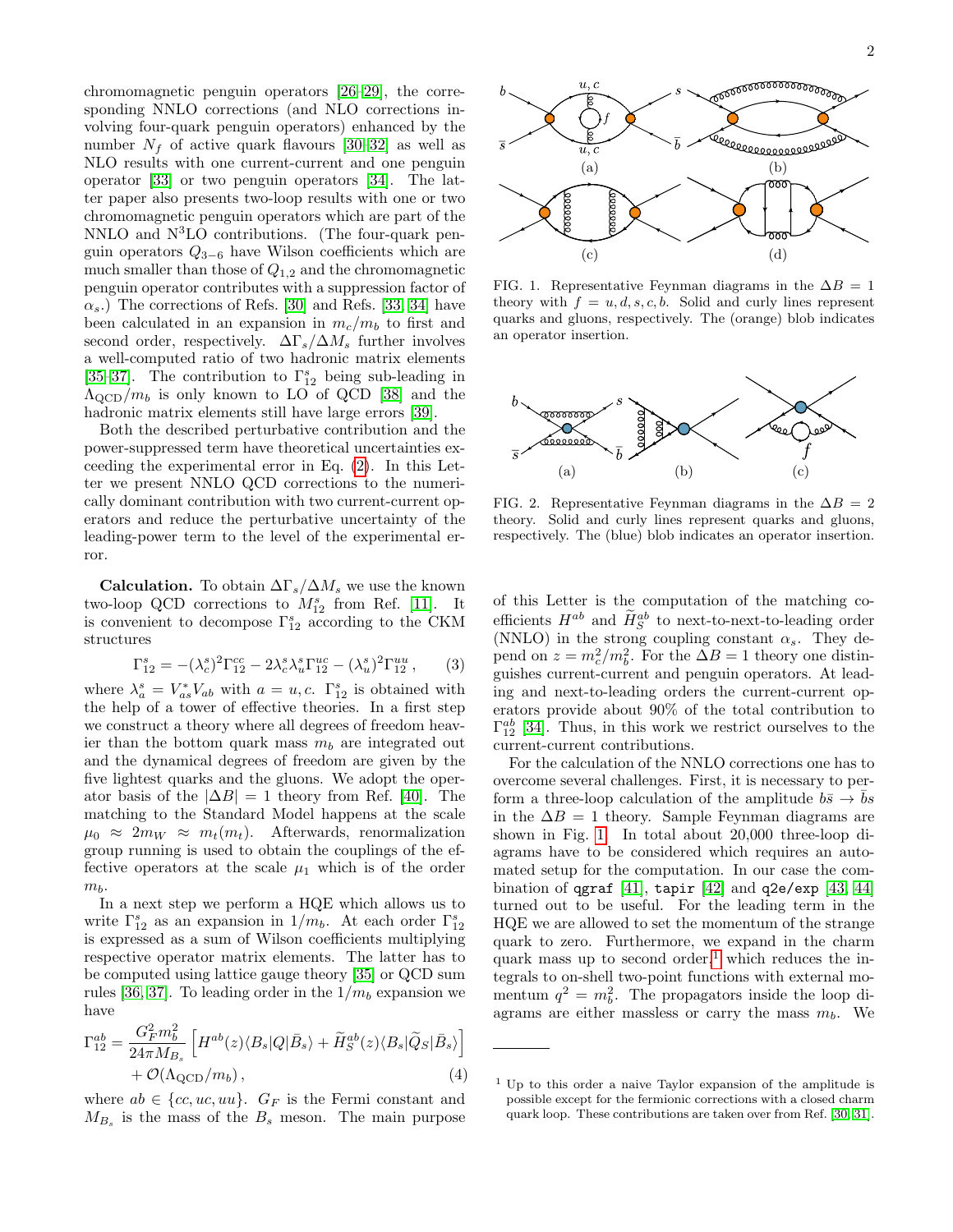chromomagnetic penguin operators [26–29], the corresponding NNLO corrections (and NLO corrections involving four-quark penguin operators) enhanced by the number $N_f$ of active quark flavours [30–32] as well as NLO results with one current-current and one penguin operator [33] or two penguin operators [34]. The latter paper also presents two-loop results with one or two chromomagnetic penguin operators which are part of the NNLO and N$^3$LO contributions. (The four-quark penguin operators $Q_{3-6}$ have Wilson coefficients which are much smaller than those of $Q_{1,2}$ and the chromomagnetic penguin operator contributes with a suppression factor of $\alpha_s$.) The corrections of Refs. [30] and Refs. [33, 34] have been calculated in an expansion in $m_c/m_b$ to first and second order, respectively. $\Delta\Gamma_s/\Delta M_s$ further involves a well-computed ratio of two hadronic matrix elements [35–37]. The contribution to $\Gamma_{12}^s$ being sub-leading in $\Lambda_{\rm QCD}/m_b$ is only known to LO of QCD [38] and the hadronic matrix elements still have large errors [39].

Both the described perturbative contribution and the power-suppressed term have theoretical uncertainties exceeding the experimental error in Eq. (2). In this Letter we present NNLO QCD corrections to the numerically dominant contribution with two current-current operators and reduce the perturbative uncertainty of the leading-power term to the level of the experimental error.

**Calculation.** To obtain $\Delta\Gamma_s/\Delta M_s$ we use the known two-loop QCD corrections to $M_{12}^s$ from Ref. [11]. It is convenient to decompose $\Gamma_{12}^s$ according to the CKM structures

$$\Gamma_{12}^s = -(\lambda_c^s)^2\Gamma_{12}^{cc} - 2\lambda_c^s\lambda_u^s\Gamma_{12}^{uc} - (\lambda_u^s)^2\Gamma_{12}^{uu}\,, \qquad (3)$$

where $\lambda_a^s = V_{as}^* V_{ab}$ with $a = u, c$. $\Gamma_{12}^s$ is obtained with the help of a tower of effective theories. In a first step we construct a theory where all degrees of freedom heavier than the bottom quark mass $m_b$ are integrated out and the dynamical degrees of freedom are given by the five lightest quarks and the gluons. We adopt the operator basis of the $|\Delta B| = 1$ theory from Ref. [40]. The matching to the Standard Model happens at the scale $\mu_0 \approx 2m_W \approx m_t(m_t)$. Afterwards, renormalization group running is used to obtain the couplings of the effective operators at the scale $\mu_1$ which is of the order $m_b$.

In a next step we perform a HQE which allows us to write $\Gamma_{12}^s$ as an expansion in $1/m_b$. At each order $\Gamma_{12}^s$ is expressed as a sum of Wilson coefficients multiplying respective operator matrix elements. The latter has to be computed using lattice gauge theory [35] or QCD sum rules [36, 37]. To leading order in the $1/m_b$ expansion we have

$$\Gamma_{12}^{ab} = \frac{G_F^2 m_b^2}{24\pi M_{B_s}}\left[H^{ab}(z)\langle B_s|Q|\bar{B}_s\rangle + \widetilde{H}_S^{ab}(z)\langle B_s|\widetilde{Q}_S|\bar{B}_s\rangle\right] + \mathcal{O}(\Lambda_{\rm QCD}/m_b)\,, \qquad (4)$$

where $ab \in \{cc, uc, uu\}$. $G_F$ is the Fermi constant and $M_{B_s}$ is the mass of the $B_s$ meson. The main purpose of this Letter is the computation of the matching coefficients $H^{ab}$ and $\widetilde{H}_S^{ab}$ to next-to-next-to-leading order (NNLO) in the strong coupling constant $\alpha_s$. They depend on $z = m_c^2/m_b^2$. For the $\Delta B = 1$ theory one distinguishes current-current and penguin operators. At leading and next-to-leading orders the current-current operators provide about 90% of the total contribution to $\Gamma_{12}^{ab}$ [34]. Thus, in this work we restrict ourselves to the current-current contributions.

FIG. 1. Representative Feynman diagrams in the $\Delta B = 1$ theory with $f = u, d, s, c, b$. Solid and curly lines represent quarks and gluons, respectively. The (orange) blob indicates an operator insertion.

FIG. 2. Representative Feynman diagrams in the $\Delta B = 2$ theory. Solid and curly lines represent quarks and gluons, respectively. The (blue) blob indicates an operator insertion.

For the calculation of the NNLO corrections one has to overcome several challenges. First, it is necessary to perform a three-loop calculation of the amplitude $b\bar{s} \to \bar{b}s$ in the $\Delta B = 1$ theory. Sample Feynman diagrams are shown in Fig. 1. In total about 20,000 three-loop diagrams have to be considered which requires an automated setup for the computation. In our case the combination of `qgraf` [41], `tapir` [42] and `q2e/exp` [43, 44] turned out to be useful. For the leading term in the HQE we are allowed to set the momentum of the strange quark to zero. Furthermore, we expand in the charm quark mass up to second order,[1] which reduces the integrals to on-shell two-point functions with external momentum $q^2 = m_b^2$. The propagators inside the loop diagrams are either massless or carry the mass $m_b$. We

[1] Up to this order a naive Taylor expansion of the amplitude is possible except for the fermionic corrections with a closed charm quark loop. These contributions are taken over from Ref. [30, 31].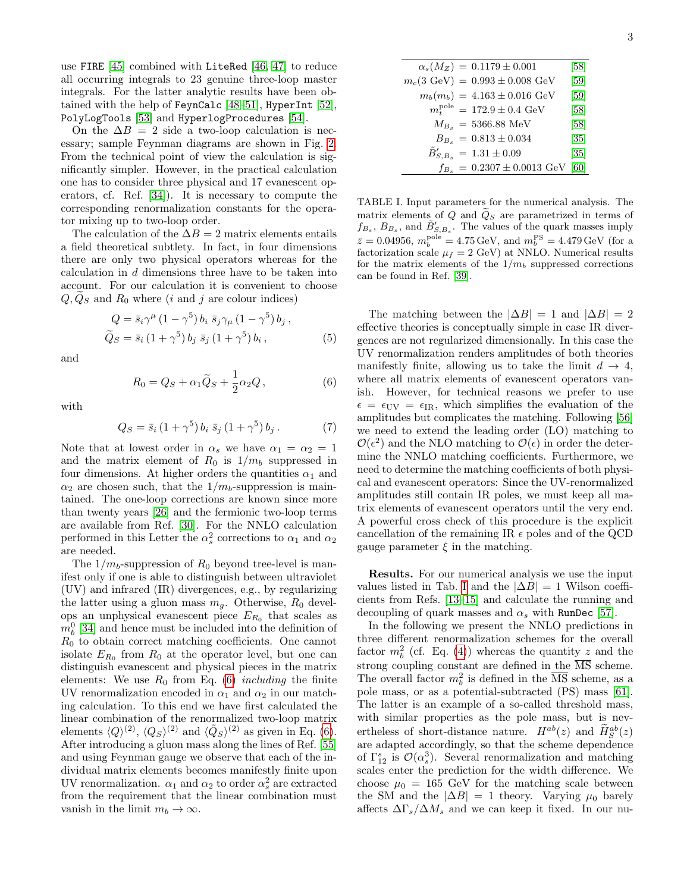use FIRE [45] combined with LiteRed [46, 47] to reduce all occurring integrals to 23 genuine three-loop master integrals. For the latter analytic results have been obtained with the help of FeynCalc [48–51], HyperInt [52], PolyLogTools [53] and HyperlogProcedures [54].

On the $\Delta B = 2$ side a two-loop calculation is necessary; sample Feynman diagrams are shown in Fig. 2. From the technical point of view the calculation is significantly simpler. However, in the practical calculation one has to consider three physical and 17 evanescent operators, cf. Ref. [34]). It is necessary to compute the corresponding renormalization constants for the operator mixing up to two-loop order.

The calculation of the $\Delta B = 2$ matrix elements entails a field theoretical subtlety. In fact, in four dimensions there are only two physical operators whereas for the calculation in $d$ dimensions three have to be taken into account. For our calculation it is convenient to choose $Q, \widetilde{Q}_S$ and $R_0$ where ($i$ and $j$ are colour indices)

$$
\begin{aligned}
Q &= \bar{s}_i \gamma^\mu (1-\gamma^5)\, b_i \; \bar{s}_j \gamma_\mu (1-\gamma^5)\, b_j \,, \\
\widetilde{Q}_S &= \bar{s}_i (1+\gamma^5)\, b_j \; \bar{s}_j (1+\gamma^5)\, b_i \,,
\end{aligned}
\tag{5}
$$

and

$$
R_0 = Q_S + \alpha_1 \widetilde{Q}_S + \frac{1}{2}\alpha_2 Q \,, \tag{6}
$$

with

$$
Q_S = \bar{s}_i (1+\gamma^5)\, b_i \; \bar{s}_j (1+\gamma^5)\, b_j \,. \tag{7}
$$

Note that at lowest order in $\alpha_s$ we have $\alpha_1 = \alpha_2 = 1$ and the matrix element of $R_0$ is $1/m_b$ suppressed in four dimensions. At higher orders the quantities $\alpha_1$ and $\alpha_2$ are chosen such, that the $1/m_b$-suppression is maintained. The one-loop corrections are known since more than twenty years [26] and the fermionic two-loop terms are available from Ref. [30]. For the NNLO calculation performed in this Letter the $\alpha_s^2$ corrections to $\alpha_1$ and $\alpha_2$ are needed.

The $1/m_b$-suppression of $R_0$ beyond tree-level is manifest only if one is able to distinguish between ultraviolet (UV) and infrared (IR) divergences, e.g., by regularizing the latter using a gluon mass $m_g$. Otherwise, $R_0$ develops an unphysical evanescent piece $E_{R_0}$ that scales as $m_b^0$ [34] and hence must be included into the definition of $R_0$ to obtain correct matching coefficients. One cannot isolate $E_{R_0}$ from $R_0$ at the operator level, but one can distinguish evanescent and physical pieces in the matrix elements: We use $R_0$ from Eq. (6) *including* the finite UV renormalization encoded in $\alpha_1$ and $\alpha_2$ in our matching calculation. To this end we have first calculated the linear combination of the renormalized two-loop matrix elements $\langle Q\rangle^{(2)}$, $\langle Q_S\rangle^{(2)}$ and $\langle \tilde{Q}_S\rangle^{(2)}$ as given in Eq. (6). After introducing a gluon mass along the lines of Ref. [55] and using Feynman gauge we observe that each of the individual matrix elements become manifestly finite upon UV renormalization. $\alpha_1$ and $\alpha_2$ to order $\alpha_s^2$ are extracted from the requirement that the linear combination must vanish in the limit $m_b \to \infty$.

| | | |
|---|---|---|
| $\alpha_s(M_Z)$ | $= 0.1179 \pm 0.001$ | [58] |
| $m_c(3\text{ GeV})$ | $= 0.993 \pm 0.008$ GeV | [59] |
| $m_b(m_b)$ | $= 4.163 \pm 0.016$ GeV | [59] |
| $m_t^{\rm pole}$ | $= 172.9 \pm 0.4$ GeV | [58] |
| $M_{B_s}$ | $= 5366.88$ MeV | [58] |
| $B_{B_s}$ | $= 0.813 \pm 0.034$ | [35] |
| $\tilde{B}'_{S,B_s}$ | $= 1.31 \pm 0.09$ | [35] |
| $f_{B_s}$ | $= 0.2307 \pm 0.0013$ GeV | [60] |

TABLE I. Input parameters for the numerical analysis. The matrix elements of $Q$ and $\widetilde{Q}_S$ are parametrized in terms of $f_{B_s}$, $B_{B_s}$, and $\tilde{B}'_{S,B_s}$. The values of the quark masses imply $\bar{z} = 0.04956$, $m_b^{\rm pole} = 4.75\,$GeV, and $m_b^{\rm PS} = 4.479\,$GeV (for a factorization scale $\mu_f = 2$ GeV) at NNLO. Numerical results for the matrix elements of the $1/m_b$ suppressed corrections can be found in Ref. [39].

The matching between the $|\Delta B| = 1$ and $|\Delta B| = 2$ effective theories is conceptually simple in case IR divergences are not regularized dimensionally. In this case the UV renormalization renders amplitudes of both theories manifestly finite, allowing us to take the limit $d \to 4$, where all matrix elements of evanescent operators vanish. However, for technical reasons we prefer to use $\epsilon = \epsilon_{\rm UV} = \epsilon_{\rm IR}$, which simplifies the evaluation of the amplitudes but complicates the matching. Following [56] we need to extend the leading order (LO) matching to $\mathcal{O}(\epsilon^2)$ and the NLO matching to $\mathcal{O}(\epsilon)$ in order the determine the NNLO matching coefficients. Furthermore, we need to determine the matching coefficients of both physical and evanescent operators: Since the UV-renormalized amplitudes still contain IR poles, we must keep all matrix elements of evanescent operators until the very end. A powerful cross check of this procedure is the explicit cancellation of the remaining IR $\epsilon$ poles and of the QCD gauge parameter $\xi$ in the matching.

**Results.** For our numerical analysis we use the input values listed in Tab. I and the $|\Delta B| = 1$ Wilson coefficients from Refs. [13–15] and calculate the running and decoupling of quark masses and $\alpha_s$ with RunDec [57].

In the following we present the NNLO predictions in three different renormalization schemes for the overall factor $m_b^2$ (cf. Eq. (4)) whereas the quantity $z$ and the strong coupling constant are defined in the $\overline{\rm MS}$ scheme. The overall factor $m_b^2$ is defined in the $\overline{\rm MS}$ scheme, as a pole mass, or as a potential-subtracted (PS) mass [61]. The latter is an example of a so-called threshold mass, with similar properties as the pole mass, but is nevertheless of short-distance nature. $H^{ab}(z)$ and $\widetilde{H}^{ab}_S(z)$ are adapted accordingly, so that the scheme dependence of $\Gamma^s_{12}$ is $\mathcal{O}(\alpha_s^3)$. Several renormalization and matching scales enter the prediction for the width difference. We choose $\mu_0 = 165$ GeV for the matching scale between the SM and the $|\Delta B| = 1$ theory. Varying $\mu_0$ barely affects $\Delta\Gamma_s/\Delta M_s$ and we can keep it fixed. In our nu-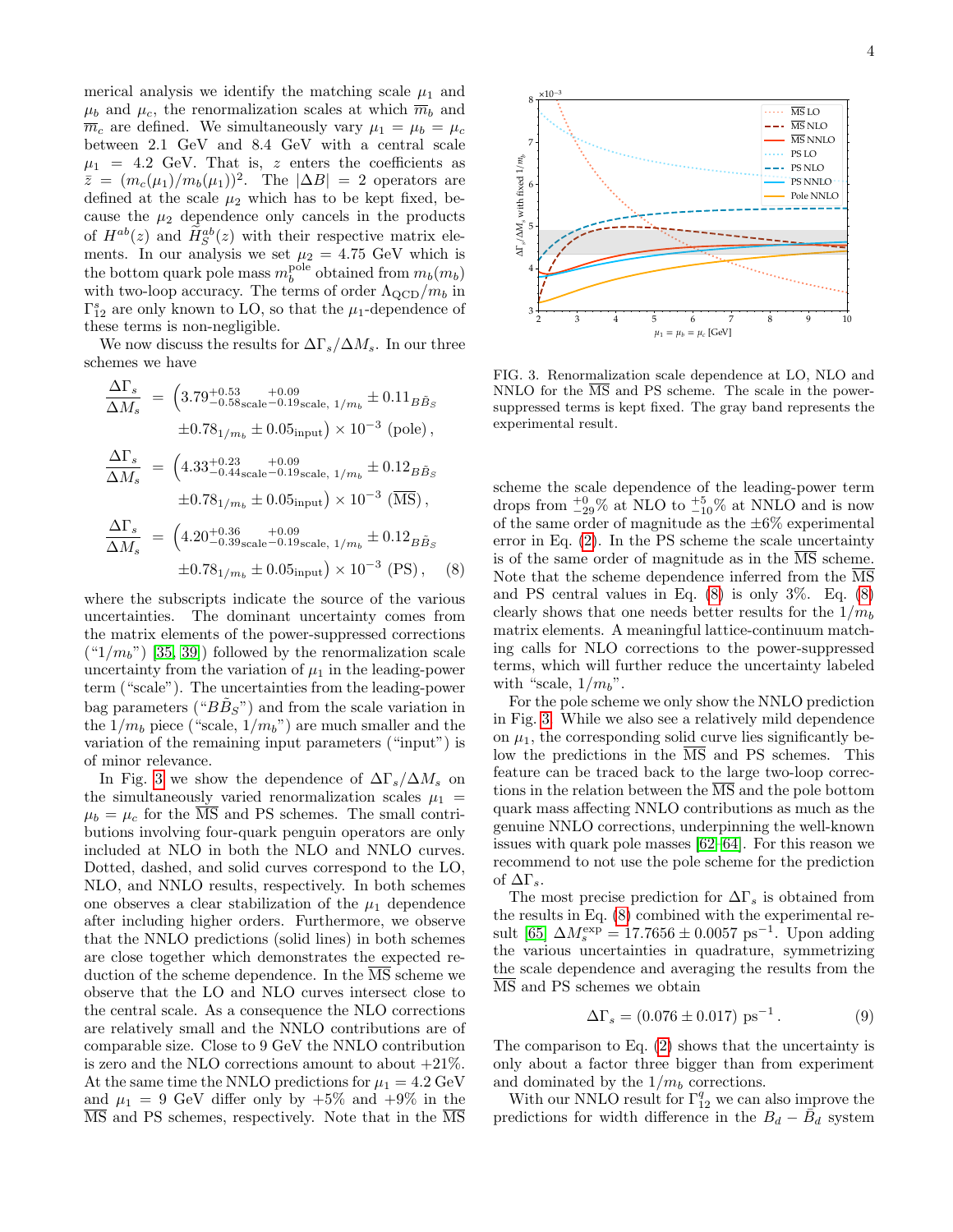merical analysis we identify the matching scale $\mu_1$ and $\mu_b$ and $\mu_c$, the renormalization scales at which $\overline{m}_b$ and $\overline{m}_c$ are defined. We simultaneously vary $\mu_1 = \mu_b = \mu_c$ between 2.1 GeV and 8.4 GeV with a central scale $\mu_1 = 4.2$ GeV. That is, $z$ enters the coefficients as $\bar{z} = (m_c(\mu_1)/m_b(\mu_1))^2$. The $|\Delta B| = 2$ operators are defined at the scale $\mu_2$ which has to be kept fixed, because the $\mu_2$ dependence only cancels in the products of $H^{ab}(z)$ and $\widetilde{H}^{ab}_S(z)$ with their respective matrix elements. In our analysis we set $\mu_2 = 4.75$ GeV which is the bottom quark pole mass $m_b^{\rm pole}$ obtained from $m_b(m_b)$ with two-loop accuracy. The terms of order $\Lambda_{\rm QCD}/m_b$ in $\Gamma_{12}^s$ are only known to LO, so that the $\mu_1$-dependence of these terms is non-negligible.

We now discuss the results for $\Delta\Gamma_s/\Delta M_s$. In our three schemes we have

$$
\begin{aligned}
\frac{\Delta\Gamma_s}{\Delta M_s} &= \Big(3.79^{+0.53}_{-0.58}{}_{\rm scale}\,{}^{+0.09}_{-0.19}{}_{\rm scale,\ 1/m_b} \pm 0.11_{B\tilde{B}_S} \\
&\qquad \pm 0.78_{1/m_b} \pm 0.05_{\rm input}\Big) \times 10^{-3}\ (\text{pole})\,, \\
\frac{\Delta\Gamma_s}{\Delta M_s} &= \Big(4.33^{+0.23}_{-0.44}{}_{\rm scale}\,{}^{+0.09}_{-0.19}{}_{\rm scale,\ 1/m_b} \pm 0.12_{B\tilde{B}_S} \\
&\qquad \pm 0.78_{1/m_b} \pm 0.05_{\rm input}\Big) \times 10^{-3}\ (\overline{\rm MS})\,, \\
\frac{\Delta\Gamma_s}{\Delta M_s} &= \Big(4.20^{+0.36}_{-0.39}{}_{\rm scale}\,{}^{+0.09}_{-0.19}{}_{\rm scale,\ 1/m_b} \pm 0.12_{B\tilde{B}_S} \\
&\qquad \pm 0.78_{1/m_b} \pm 0.05_{\rm input}\Big) \times 10^{-3}\ (\text{PS})\,, \qquad (8)
\end{aligned}
$$

where the subscripts indicate the source of the various uncertainties. The dominant uncertainty comes from the matrix elements of the power-suppressed corrections ("$1/m_b$") [35, 39]) followed by the renormalization scale uncertainty from the variation of $\mu_1$ in the leading-power term ("scale"). The uncertainties from the leading-power bag parameters ("$B\tilde{B}_S$") and from the scale variation in the $1/m_b$ piece ("scale, $1/m_b$") are much smaller and the variation of the remaining input parameters ("input") is of minor relevance.

In Fig. 3 we show the dependence of $\Delta\Gamma_s/\Delta M_s$ on the simultaneously varied renormalization scales $\mu_1 = \mu_b = \mu_c$ for the $\overline{\rm MS}$ and PS schemes. The small contributions involving four-quark penguin operators are only included at NLO in both the NLO and NNLO curves. Dotted, dashed, and solid curves correspond to the LO, NLO, and NNLO results, respectively. In both schemes one observes a clear stabilization of the $\mu_1$ dependence after including higher orders. Furthermore, we observe that the NNLO predictions (solid lines) in both schemes are close together which demonstrates the expected reduction of the scheme dependence. In the $\overline{\rm MS}$ scheme we observe that the LO and NLO curves intersect close to the central scale. As a consequence the NLO corrections are relatively small and the NNLO contributions are of comparable size. Close to 9 GeV the NNLO contribution is zero and the NLO corrections amount to about +21%. At the same time the NNLO predictions for $\mu_1 = 4.2$ GeV and $\mu_1 = 9$ GeV differ only by +5% and +9% in the $\overline{\rm MS}$ and PS schemes, respectively. Note that in the $\overline{\rm MS}$ scheme the scale dependence of the leading-power term drops from $^{+0}_{-29}$% at NLO to $^{+5}_{-10}$% at NNLO and is now of the same order of magnitude as the ±6% experimental error in Eq. (2). In the PS scheme the scale uncertainty is of the same order of magnitude as in the $\overline{\rm MS}$ scheme. Note that the scheme dependence inferred from the $\overline{\rm MS}$ and PS central values in Eq. (8) is only 3%. Eq. (8) clearly shows that one needs better results for the $1/m_b$ matrix elements. A meaningful lattice-continuum matching calls for NLO corrections to the power-suppressed terms, which will further reduce the uncertainty labeled with "scale, $1/m_b$".

FIG. 3. Renormalization scale dependence at LO, NLO and NNLO for the $\overline{\rm MS}$ and PS scheme. The scale in the power-suppressed terms is kept fixed. The gray band represents the experimental result.

For the pole scheme we only show the NNLO prediction in Fig. 3. While we also see a relatively mild dependence on $\mu_1$, the corresponding solid curve lies significantly below the predictions in the $\overline{\rm MS}$ and PS schemes. This feature can be traced back to the large two-loop corrections in the relation between the $\overline{\rm MS}$ and the pole bottom quark mass affecting NNLO contributions as much as the genuine NNLO corrections, underpinning the well-known issues with quark pole masses [62–64]. For this reason we recommend to not use the pole scheme for the prediction of $\Delta\Gamma_s$.

The most precise prediction for $\Delta\Gamma_s$ is obtained from the results in Eq. (8) combined with the experimental result [65] $\Delta M_s^{\rm exp} = 17.7656 \pm 0.0057$ ps$^{-1}$. Upon adding the various uncertainties in quadrature, symmetrizing the scale dependence and averaging the results from the $\overline{\rm MS}$ and PS schemes we obtain

$$
\Delta\Gamma_s = (0.076 \pm 0.017)\ \text{ps}^{-1}\,. \qquad (9)
$$

The comparison to Eq. (2) shows that the uncertainty is only about a factor three bigger than from experiment and dominated by the $1/m_b$ corrections.

With our NNLO result for $\Gamma_{12}^q$ we can also improve the predictions for width difference in the $B_d - \bar{B}_d$ system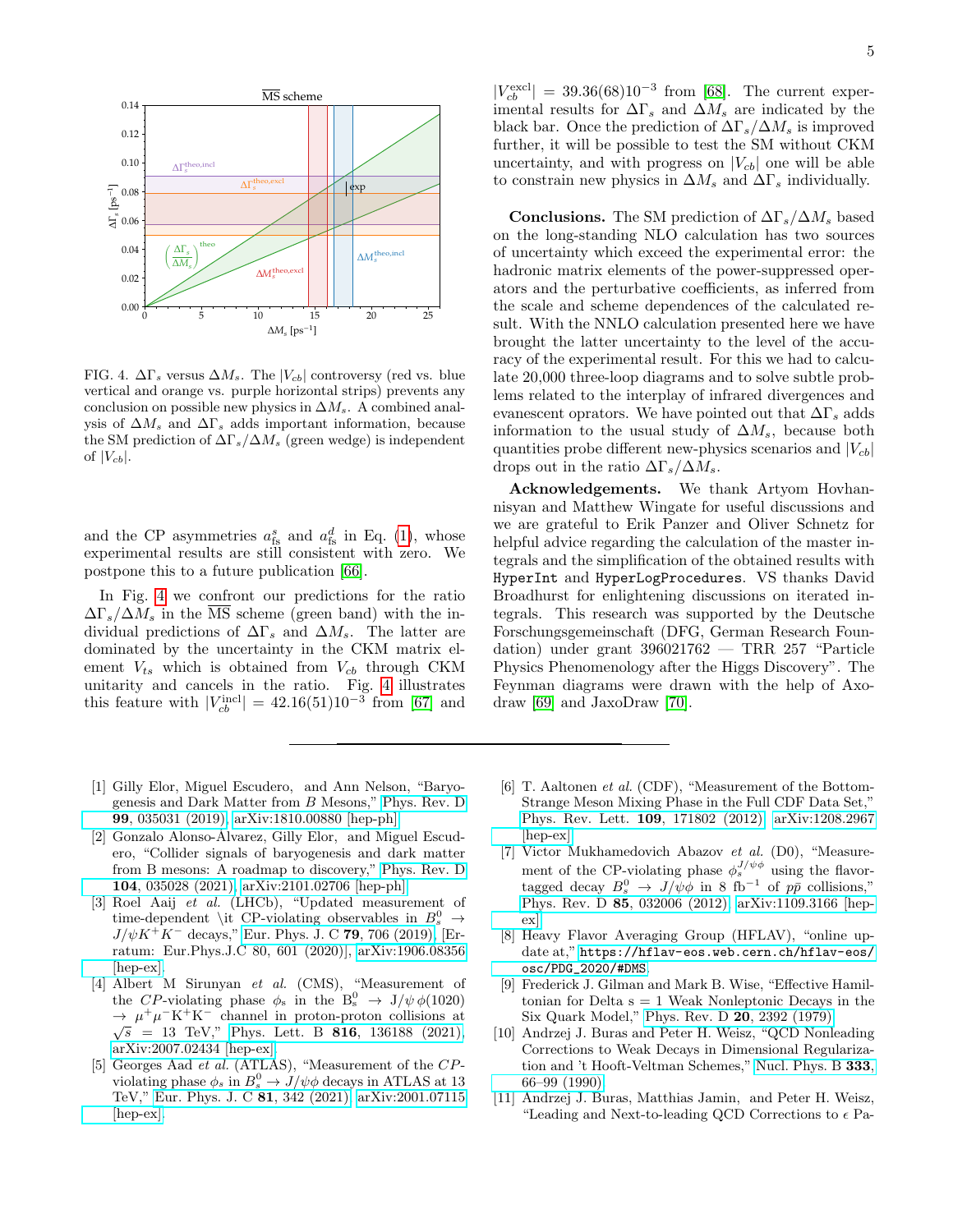FIG. 4. $\Delta\Gamma_s$ versus $\Delta M_s$. The $|V_{cb}|$ controversy (red vs. blue vertical and orange vs. purple horizontal strips) prevents any conclusion on possible new physics in $\Delta M_s$. A combined analysis of $\Delta M_s$ and $\Delta\Gamma_s$ adds important information, because the SM prediction of $\Delta\Gamma_s/\Delta M_s$ (green wedge) is independent of $|V_{cb}|$.

and the CP asymmetries $a_{\rm fs}^s$ and $a_{\rm fs}^d$ in Eq. (1), whose experimental results are still consistent with zero. We postpone this to a future publication [66].

In Fig. 4 we confront our predictions for the ratio $\Delta\Gamma_s/\Delta M_s$ in the $\overline{\rm MS}$ scheme (green band) with the individual predictions of $\Delta\Gamma_s$ and $\Delta M_s$. The latter are dominated by the uncertainty in the CKM matrix element $V_{ts}$ which is obtained from $V_{cb}$ through CKM unitarity and cancels in the ratio. Fig. 4 illustrates this feature with $|V_{cb}^{\rm incl}| = 42.16(51)10^{-3}$ from [67] and $|V_{cb}^{\rm excl}| = 39.36(68)10^{-3}$ from [68]. The current experimental results for $\Delta\Gamma_s$ and $\Delta M_s$ are indicated by the black bar. Once the prediction of $\Delta\Gamma_s/\Delta M_s$ is improved further, it will be possible to test the SM without CKM uncertainty, and with progress on $|V_{cb}|$ one will be able to constrain new physics in $\Delta M_s$ and $\Delta\Gamma_s$ individually.

**Conclusions.** The SM prediction of $\Delta\Gamma_s/\Delta M_s$ based on the long-standing NLO calculation has two sources of uncertainty which exceed the experimental error: the hadronic matrix elements of the power-suppressed operators and the perturbative coefficients, as inferred from the scale and scheme dependences of the calculated result. With the NNLO calculation presented here we have brought the latter uncertainty to the level of the accuracy of the experimental result. For this we had to calculate 20,000 three-loop diagrams and to solve subtle problems related to the interplay of infrared divergences and evanescent oprators. We have pointed out that $\Delta\Gamma_s$ adds information to the usual study of $\Delta M_s$, because both quantities probe different new-physics scenarios and $|V_{cb}|$ drops out in the ratio $\Delta\Gamma_s/\Delta M_s$.

**Acknowledgements.** We thank Artyom Hovhannisyan and Matthew Wingate for useful discussions and we are grateful to Erik Panzer and Oliver Schnetz for helpful advice regarding the calculation of the master integrals and the simplification of the obtained results with `HyperInt` and `HyperLogProcedures`. VS thanks David Broadhurst for enlightening discussions on iterated integrals. This research was supported by the Deutsche Forschungsgemeinschaft (DFG, German Research Foundation) under grant 396021762 — TRR 257 "Particle Physics Phenomenology after the Higgs Discovery". The Feynman diagrams were drawn with the help of Axodraw [69] and JaxoDraw [70].

---

[1] Gilly Elor, Miguel Escudero, and Ann Nelson, "Baryogenesis and Dark Matter from $B$ Mesons," Phys. Rev. D **99**, 035031 (2019), arXiv:1810.00880 [hep-ph].

[2] Gonzalo Alonso-Álvarez, Gilly Elor, and Miguel Escudero, "Collider signals of baryogenesis and dark matter from B mesons: A roadmap to discovery," Phys. Rev. D **104**, 035028 (2021), arXiv:2101.02706 [hep-ph].

[3] Roel Aaij *et al.* (LHCb), "Updated measurement of time-dependent \it CP-violating observables in $B_s^0 \to J/\psi K^+K^-$ decays," Eur. Phys. J. C **79**, 706 (2019), [Erratum: Eur.Phys.J.C 80, 601 (2020)], arXiv:1906.08356 [hep-ex].

[4] Albert M Sirunyan *et al.* (CMS), "Measurement of the $CP$-violating phase $\phi_{\rm s}$ in the $\mathrm{B^0_s} \to \mathrm{J}/\psi\,\phi(1020) \to \mu^+\mu^-\mathrm{K^+K^-}$ channel in proton-proton collisions at $\sqrt{s}$ = 13 TeV," Phys. Lett. B **816**, 136188 (2021), arXiv:2007.02434 [hep-ex].

[5] Georges Aad *et al.* (ATLAS), "Measurement of the $CP$-violating phase $\phi_s$ in $B_s^0 \to J/\psi\phi$ decays in ATLAS at 13 TeV," Eur. Phys. J. C **81**, 342 (2021), arXiv:2001.07115 [hep-ex].

[6] T. Aaltonen *et al.* (CDF), "Measurement of the Bottom-Strange Meson Mixing Phase in the Full CDF Data Set," Phys. Rev. Lett. **109**, 171802 (2012), arXiv:1208.2967 [hep-ex].

[7] Victor Mukhamedovich Abazov *et al.* (D0), "Measurement of the CP-violating phase $\phi_s^{J/\psi\phi}$ using the flavor-tagged decay $B_s^0 \to J/\psi\phi$ in 8 fb$^{-1}$ of $p\bar{p}$ collisions," Phys. Rev. D **85**, 032006 (2012), arXiv:1109.3166 [hep-ex].

[8] Heavy Flavor Averaging Group (HFLAV), "online update at," https://hflav-eos.web.cern.ch/hflav-eos/osc/PDG_2020/#DMS.

[9] Frederick J. Gilman and Mark B. Wise, "Effective Hamiltonian for Delta s = 1 Weak Nonleptonic Decays in the Six Quark Model," Phys. Rev. D **20**, 2392 (1979).

[10] Andrzej J. Buras and Peter H. Weisz, "QCD Nonleading Corrections to Weak Decays in Dimensional Regularization and 't Hooft-Veltman Schemes," Nucl. Phys. B **333**, 66–99 (1990).

[11] Andrzej J. Buras, Matthias Jamin, and Peter H. Weisz, "Leading and Next-to-leading QCD Corrections to $\epsilon$ Pa-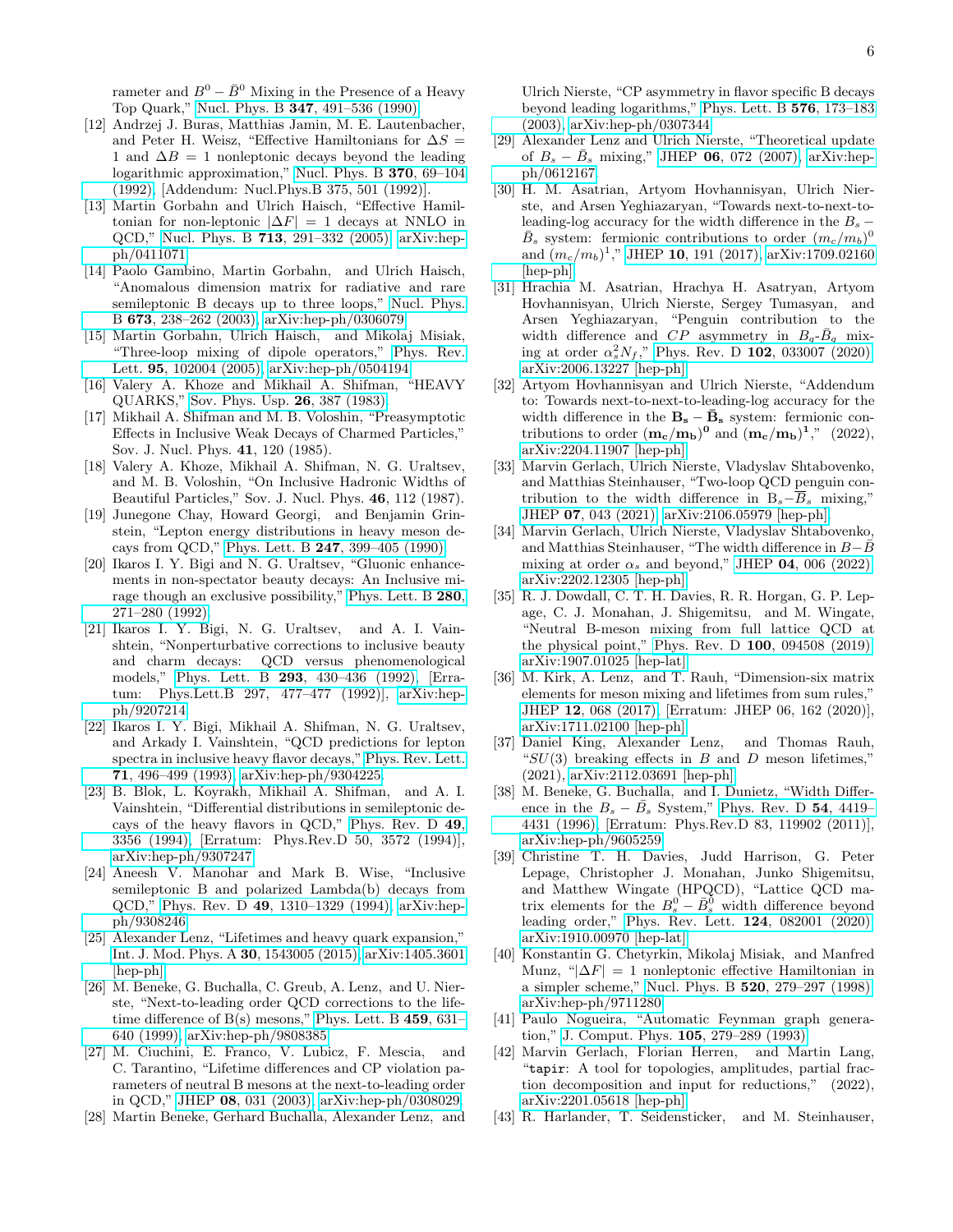rameter and $B^0-\bar{B}^0$ Mixing in the Presence of a Heavy Top Quark," Nucl. Phys. B **347**, 491–536 (1990).

[12] Andrzej J. Buras, Matthias Jamin, M. E. Lautenbacher, and Peter H. Weisz, "Effective Hamiltonians for $\Delta S = 1$ and $\Delta B = 1$ nonleptonic decays beyond the leading logarithmic approximation," Nucl. Phys. B **370**, 69–104 (1992), [Addendum: Nucl.Phys.B 375, 501 (1992)].

[13] Martin Gorbahn and Ulrich Haisch, "Effective Hamiltonian for non-leptonic $|\Delta F| = 1$ decays at NNLO in QCD," Nucl. Phys. B **713**, 291–332 (2005), arXiv:hep-ph/0411071.

[14] Paolo Gambino, Martin Gorbahn, and Ulrich Haisch, "Anomalous dimension matrix for radiative and rare semileptonic B decays up to three loops," Nucl. Phys. B **673**, 238–262 (2003), arXiv:hep-ph/0306079.

[15] Martin Gorbahn, Ulrich Haisch, and Mikolaj Misiak, "Three-loop mixing of dipole operators," Phys. Rev. Lett. **95**, 102004 (2005), arXiv:hep-ph/0504194.

[16] Valery A. Khoze and Mikhail A. Shifman, "HEAVY QUARKS," Sov. Phys. Usp. **26**, 387 (1983).

[17] Mikhail A. Shifman and M. B. Voloshin, "Preasymptotic Effects in Inclusive Weak Decays of Charmed Particles," Sov. J. Nucl. Phys. **41**, 120 (1985).

[18] Valery A. Khoze, Mikhail A. Shifman, N. G. Uraltsev, and M. B. Voloshin, "On Inclusive Hadronic Widths of Beautiful Particles," Sov. J. Nucl. Phys. **46**, 112 (1987).

[19] Junegone Chay, Howard Georgi, and Benjamin Grinstein, "Lepton energy distributions in heavy meson decays from QCD," Phys. Lett. B **247**, 399–405 (1990).

[20] Ikaros I. Y. Bigi and N. G. Uraltsev, "Gluonic enhancements in non-spectator beauty decays: An Inclusive mirage though an exclusive possibility," Phys. Lett. B **280**, 271–280 (1992).

[21] Ikaros I. Y. Bigi, N. G. Uraltsev, and A. I. Vainshtein, "Nonperturbative corrections to inclusive beauty and charm decays: QCD versus phenomenological models," Phys. Lett. B **293**, 430–436 (1992), [Erratum: Phys.Lett.B 297, 477–477 (1992)], arXiv:hep-ph/9207214.

[22] Ikaros I. Y. Bigi, Mikhail A. Shifman, N. G. Uraltsev, and Arkady I. Vainshtein, "QCD predictions for lepton spectra in inclusive heavy flavor decays," Phys. Rev. Lett. **71**, 496–499 (1993), arXiv:hep-ph/9304225.

[23] B. Blok, L. Koyrakh, Mikhail A. Shifman, and A. I. Vainshtein, "Differential distributions in semileptonic decays of the heavy flavors in QCD," Phys. Rev. D **49**, 3356 (1994), [Erratum: Phys.Rev.D 50, 3572 (1994)], arXiv:hep-ph/9307247.

[24] Aneesh V. Manohar and Mark B. Wise, "Inclusive semileptonic B and polarized Lambda(b) decays from QCD," Phys. Rev. D **49**, 1310–1329 (1994), arXiv:hep-ph/9308246.

[25] Alexander Lenz, "Lifetimes and heavy quark expansion," Int. J. Mod. Phys. A **30**, 1543005 (2015), arXiv:1405.3601 [hep-ph].

[26] M. Beneke, G. Buchalla, C. Greub, A. Lenz, and U. Nierste, "Next-to-leading order QCD corrections to the lifetime difference of B(s) mesons," Phys. Lett. B **459**, 631–640 (1999), arXiv:hep-ph/9808385.

[27] M. Ciuchini, E. Franco, V. Lubicz, F. Mescia, and C. Tarantino, "Lifetime differences and CP violation parameters of neutral B mesons at the next-to-leading order in QCD," JHEP **08**, 031 (2003), arXiv:hep-ph/0308029.

[28] Martin Beneke, Gerhard Buchalla, Alexander Lenz, and Ulrich Nierste, "CP asymmetry in flavor specific B decays beyond leading logarithms," Phys. Lett. B **576**, 173–183 (2003), arXiv:hep-ph/0307344.

[29] Alexander Lenz and Ulrich Nierste, "Theoretical update of $B_s-\bar{B}_s$ mixing," JHEP **06**, 072 (2007), arXiv:hep-ph/0612167.

[30] H. M. Asatrian, Artyom Hovhannisyan, Ulrich Nierste, and Arsen Yeghiazaryan, "Towards next-to-next-to-leading-log accuracy for the width difference in the $B_s-\bar{B}_s$ system: fermionic contributions to order $(m_c/m_b)^0$ and $(m_c/m_b)^1$," JHEP **10**, 191 (2017), arXiv:1709.02160 [hep-ph].

[31] Hrachia M. Asatrian, Hrachya H. Asatryan, Artyom Hovhannisyan, Ulrich Nierste, Sergey Tumasyan, and Arsen Yeghiazaryan, "Penguin contribution to the width difference and $CP$ asymmetry in $B_q$-$\bar{B}_q$ mixing at order $\alpha_s^2 N_f$," Phys. Rev. D **102**, 033007 (2020), arXiv:2006.13227 [hep-ph].

[32] Artyom Hovhannisyan and Ulrich Nierste, "Addendum to: Towards next-to-next-to-leading-log accuracy for the width difference in the $\mathbf{B_s}-\bar{\mathbf{B}}_\mathbf{s}$ system: fermionic contributions to order $(\mathbf{m_c}/\mathbf{m_b})^\mathbf{0}$ and $(\mathbf{m_c}/\mathbf{m_b})^\mathbf{1}$," (2022), arXiv:2204.11907 [hep-ph].

[33] Marvin Gerlach, Ulrich Nierste, Vladyslav Shtabovenko, and Matthias Steinhauser, "Two-loop QCD penguin contribution to the width difference in $B_s-\overline{B}_s$ mixing," JHEP **07**, 043 (2021), arXiv:2106.05979 [hep-ph].

[34] Marvin Gerlach, Ulrich Nierste, Vladyslav Shtabovenko, and Matthias Steinhauser, "The width difference in $B-\bar{B}$ mixing at order $\alpha_s$ and beyond," JHEP **04**, 006 (2022), arXiv:2202.12305 [hep-ph].

[35] R. J. Dowdall, C. T. H. Davies, R. R. Horgan, G. P. Lepage, C. J. Monahan, J. Shigemitsu, and M. Wingate, "Neutral B-meson mixing from full lattice QCD at the physical point," Phys. Rev. D **100**, 094508 (2019), arXiv:1907.01025 [hep-lat].

[36] M. Kirk, A. Lenz, and T. Rauh, "Dimension-six matrix elements for meson mixing and lifetimes from sum rules," JHEP **12**, 068 (2017), [Erratum: JHEP 06, 162 (2020)], arXiv:1711.02100 [hep-ph].

[37] Daniel King, Alexander Lenz, and Thomas Rauh, "$SU(3)$ breaking effects in B and D meson lifetimes," (2021), arXiv:2112.03691 [hep-ph].

[38] M. Beneke, G. Buchalla, and I. Dunietz, "Width Difference in the $B_s-\bar{B}_s$ System," Phys. Rev. D **54**, 4419–4431 (1996), [Erratum: Phys.Rev.D 83, 119902 (2011)], arXiv:hep-ph/9605259.

[39] Christine T. H. Davies, Judd Harrison, G. Peter Lepage, Christopher J. Monahan, Junko Shigemitsu, and Matthew Wingate (HPQCD), "Lattice QCD matrix elements for the $B_s^0-\bar{B}_s^0$ width difference beyond leading order," Phys. Rev. Lett. **124**, 082001 (2020), arXiv:1910.00970 [hep-lat].

[40] Konstantin G. Chetyrkin, Mikolaj Misiak, and Manfred Munz, "$|\Delta F| = 1$ nonleptonic effective Hamiltonian in a simpler scheme," Nucl. Phys. B **520**, 279–297 (1998), arXiv:hep-ph/9711280.

[41] Paulo Nogueira, "Automatic Feynman graph generation," J. Comput. Phys. **105**, 279–289 (1993).

[42] Marvin Gerlach, Florian Herren, and Martin Lang, "`tapir`: A tool for topologies, amplitudes, partial fraction decomposition and input for reductions," (2022), arXiv:2201.05618 [hep-ph].

[43] R. Harlander, T. Seidensticker, and M. Steinhauser,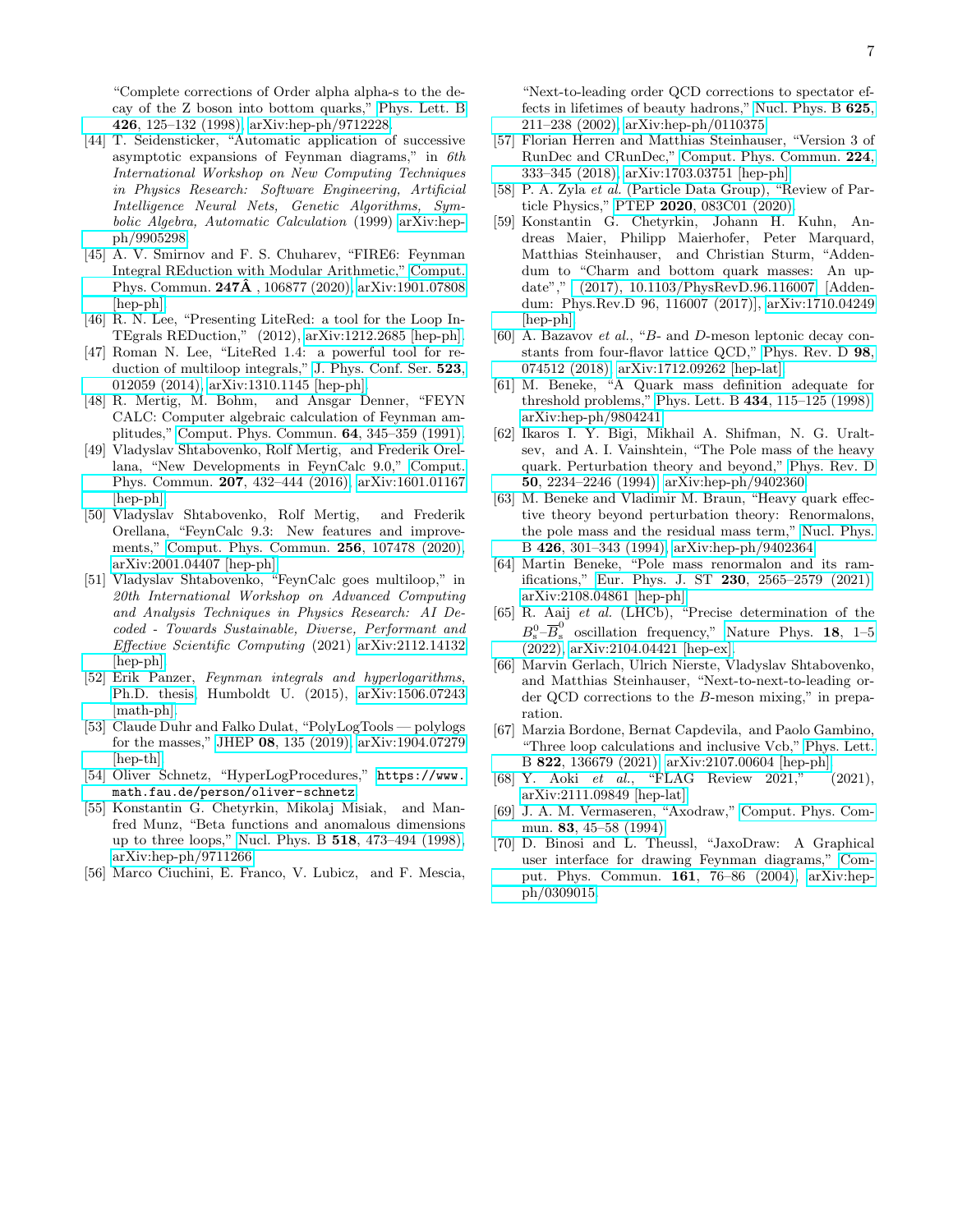"Complete corrections of Order alpha alpha-s to the decay of the Z boson into bottom quarks," Phys. Lett. B **426**, 125–132 (1998), arXiv:hep-ph/9712228.

[44] T. Seidensticker, "Automatic application of successive asymptotic expansions of Feynman diagrams," in *6th International Workshop on New Computing Techniques in Physics Research: Software Engineering, Artificial Intelligence Neural Nets, Genetic Algorithms, Symbolic Algebra, Automatic Calculation* (1999) arXiv:hep-ph/9905298.

[45] A. V. Smirnov and F. S. Chuharev, "FIRE6: Feynman Integral REduction with Modular Arithmetic," Comput. Phys. Commun. **247Â**, 106877 (2020), arXiv:1901.07808 [hep-ph].

[46] R. N. Lee, "Presenting LiteRed: a tool for the Loop InTEgrals REDuction," (2012), arXiv:1212.2685 [hep-ph].

[47] Roman N. Lee, "LiteRed 1.4: a powerful tool for reduction of multiloop integrals," J. Phys. Conf. Ser. **523**, 012059 (2014), arXiv:1310.1145 [hep-ph].

[48] R. Mertig, M. Bohm, and Ansgar Denner, "FEYN CALC: Computer algebraic calculation of Feynman amplitudes," Comput. Phys. Commun. **64**, 345–359 (1991).

[49] Vladyslav Shtabovenko, Rolf Mertig, and Frederik Orellana, "New Developments in FeynCalc 9.0," Comput. Phys. Commun. **207**, 432–444 (2016), arXiv:1601.01167 [hep-ph].

[50] Vladyslav Shtabovenko, Rolf Mertig, and Frederik Orellana, "FeynCalc 9.3: New features and improvements," Comput. Phys. Commun. **256**, 107478 (2020), arXiv:2001.04407 [hep-ph].

[51] Vladyslav Shtabovenko, "FeynCalc goes multiloop," in *20th International Workshop on Advanced Computing and Analysis Techniques in Physics Research: AI Decoded - Towards Sustainable, Diverse, Performant and Effective Scientific Computing* (2021) arXiv:2112.14132 [hep-ph].

[52] Erik Panzer, *Feynman integrals and hyperlogarithms*, Ph.D. thesis, Humboldt U. (2015), arXiv:1506.07243 [math-ph].

[53] Claude Duhr and Falko Dulat, "PolyLogTools — polylogs for the masses," JHEP **08**, 135 (2019), arXiv:1904.07279 [hep-th].

[54] Oliver Schnetz, "HyperLogProcedures," `https://www.math.fau.de/person/oliver-schnetz`.

[55] Konstantin G. Chetyrkin, Mikolaj Misiak, and Manfred Munz, "Beta functions and anomalous dimensions up to three loops," Nucl. Phys. B **518**, 473–494 (1998), arXiv:hep-ph/9711266.

[56] Marco Ciuchini, E. Franco, V. Lubicz, and F. Mescia, "Next-to-leading order QCD corrections to spectator effects in lifetimes of beauty hadrons," Nucl. Phys. B **625**, 211–238 (2002), arXiv:hep-ph/0110375.

[57] Florian Herren and Matthias Steinhauser, "Version 3 of RunDec and CRunDec," Comput. Phys. Commun. **224**, 333–345 (2018), arXiv:1703.03751 [hep-ph].

[58] P. A. Zyla *et al.* (Particle Data Group), "Review of Particle Physics," PTEP **2020**, 083C01 (2020).

[59] Konstantin G. Chetyrkin, Johann H. Kuhn, Andreas Maier, Philipp Maierhofer, Peter Marquard, Matthias Steinhauser, and Christian Sturm, "Addendum to "Charm and bottom quark masses: An update"," (2017), 10.1103/PhysRevD.96.116007, [Addendum: Phys.Rev.D 96, 116007 (2017)], arXiv:1710.04249 [hep-ph].

[60] A. Bazavov *et al.*, "$B$- and $D$-meson leptonic decay constants from four-flavor lattice QCD," Phys. Rev. D **98**, 074512 (2018), arXiv:1712.09262 [hep-lat].

[61] M. Beneke, "A Quark mass definition adequate for threshold problems," Phys. Lett. B **434**, 115–125 (1998), arXiv:hep-ph/9804241.

[62] Ikaros I. Y. Bigi, Mikhail A. Shifman, N. G. Uraltsev, and A. I. Vainshtein, "The Pole mass of the heavy quark. Perturbation theory and beyond," Phys. Rev. D **50**, 2234–2246 (1994), arXiv:hep-ph/9402360.

[63] M. Beneke and Vladimir M. Braun, "Heavy quark effective theory beyond perturbation theory: Renormalons, the pole mass and the residual mass term," Nucl. Phys. B **426**, 301–343 (1994), arXiv:hep-ph/9402364.

[64] Martin Beneke, "Pole mass renormalon and its ramifications," Eur. Phys. J. ST **230**, 2565–2579 (2021), arXiv:2108.04861 [hep-ph].

[65] R. Aaij *et al.* (LHCb), "Precise determination of the $B^0_s$–$\overline{B}{}^0_s$ oscillation frequency," Nature Phys. **18**, 1–5 (2022), arXiv:2104.04421 [hep-ex].

[66] Marvin Gerlach, Ulrich Nierste, Vladyslav Shtabovenko, and Matthias Steinhauser, "Next-to-next-to-leading order QCD corrections to the $B$-meson mixing," in preparation.

[67] Marzia Bordone, Bernat Capdevila, and Paolo Gambino, "Three loop calculations and inclusive Vcb," Phys. Lett. B **822**, 136679 (2021), arXiv:2107.00604 [hep-ph].

[68] Y. Aoki *et al.*, "FLAG Review 2021," (2021), arXiv:2111.09849 [hep-lat].

[69] J. A. M. Vermaseren, "Axodraw," Comput. Phys. Commun. **83**, 45–58 (1994).

[70] D. Binosi and L. Theussl, "JaxoDraw: A Graphical user interface for drawing Feynman diagrams," Comput. Phys. Commun. **161**, 76–86 (2004), arXiv:hep-ph/0309015.